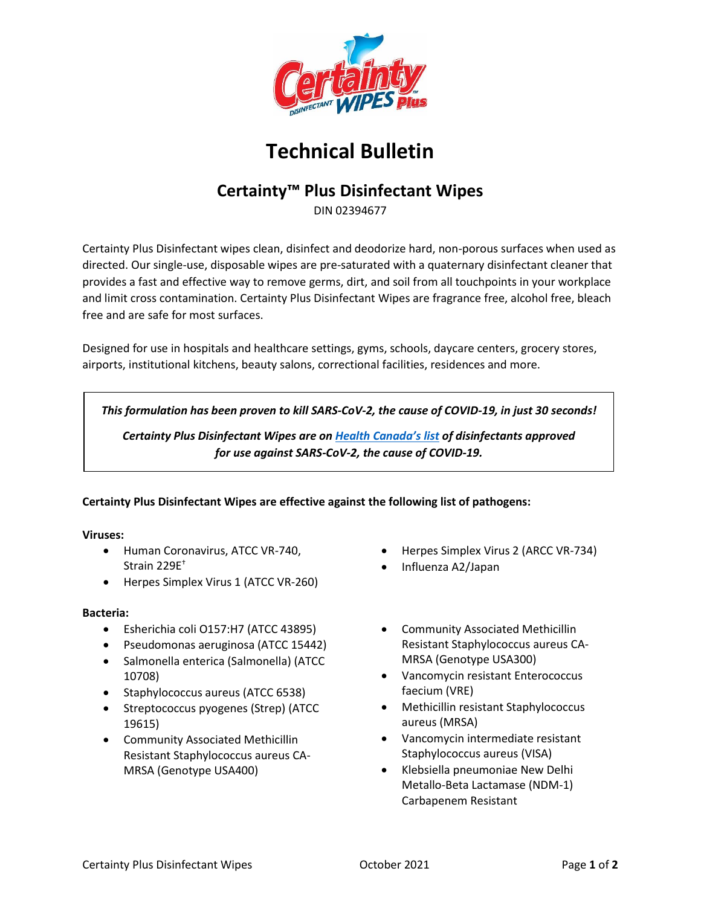# Technical Bulletin

## Certainty™ Plus Disinfectant Wipes

DIN 02394677

Certainty Plus Disinfectant wipes clean, disinfect and deodorize hard, non-porous surfaces when used as directed. Our single-use, disposable wipes are pre-saturated with a quaternary disinfectant cleaner that provides a fast and effective way to remove germs, dirt, and soil from all touchpoints in your workplace and limit cross contamination. Certainty Plus Disinfectant Wipes are fragrance free, alcohol free, bleach free and are safe for most surfaces.

Designed for use in hospitals and healthcare settings, gyms, schools, daycare centers, grocery stores, airports, institutional kitchens, beauty salons, correctional facilities, residences and more.

> ***This formulation has been proven to kill SARS-CoV-2, the cause of COVID-19, in just 30 seconds!***
>
> ***Certainty Plus Disinfectant Wipes are on Health Canada's list of disinfectants approved for use against SARS-CoV-2, the cause of COVID-19.***

**Certainty Plus Disinfectant Wipes are effective against the following list of pathogens:**

**Viruses:**

- Human Coronavirus, ATCC VR-740, Strain 229E[†]
- Herpes Simplex Virus 1 (ATCC VR-260)
- Herpes Simplex Virus 2 (ARCC VR-734)
- Influenza A2/Japan

**Bacteria:**

- Esherichia coli O157:H7 (ATCC 43895)
- Pseudomonas aeruginosa (ATCC 15442)
- Salmonella enterica (Salmonella) (ATCC 10708)
- Staphylococcus aureus (ATCC 6538)
- Streptococcus pyogenes (Strep) (ATCC 19615)
- Community Associated Methicillin Resistant Staphylococcus aureus CA-MRSA (Genotype USA400)
- Community Associated Methicillin Resistant Staphylococcus aureus CA-MRSA (Genotype USA300)
- Vancomycin resistant Enterococcus faecium (VRE)
- Methicillin resistant Staphylococcus aureus (MRSA)
- Vancomycin intermediate resistant Staphylococcus aureus (VISA)
- Klebsiella pneumoniae New Delhi Metallo-Beta Lactamase (NDM-1) Carbapenem Resistant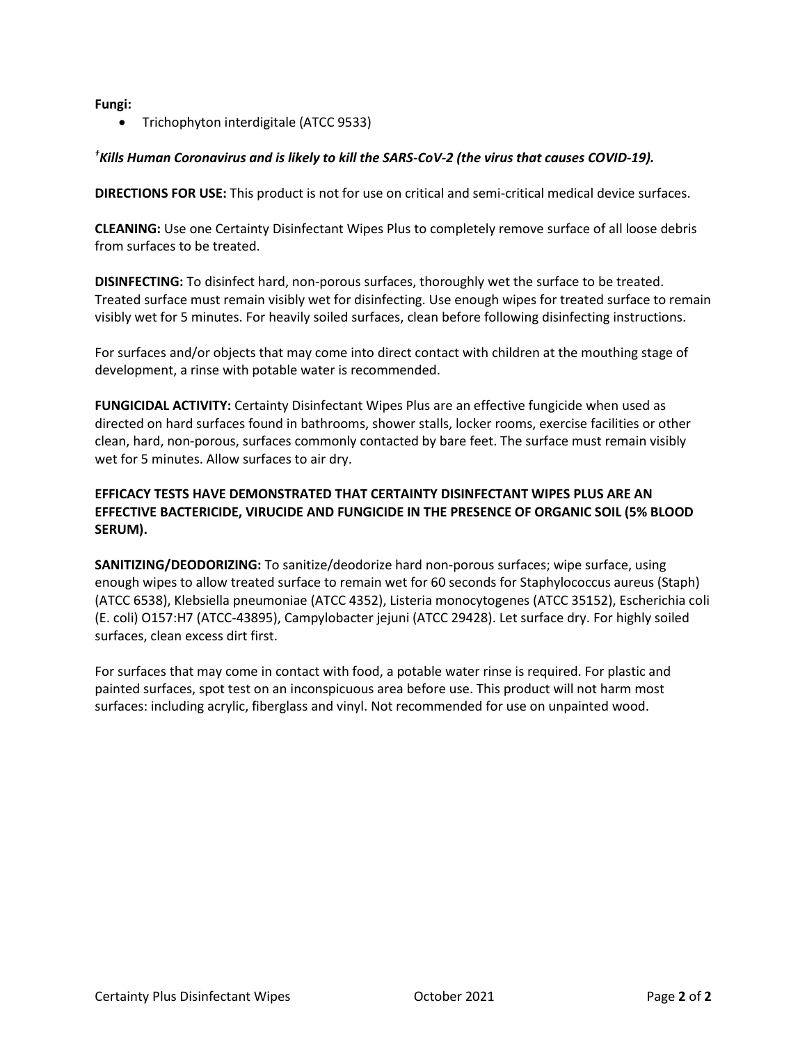**Fungi:**

- Trichophyton interdigitale (ATCC 9533)

***ᵻKills Human Coronavirus and is likely to kill the SARS-CoV-2 (the virus that causes COVID-19).***

**DIRECTIONS FOR USE:** This product is not for use on critical and semi-critical medical device surfaces.

**CLEANING:** Use one Certainty Disinfectant Wipes Plus to completely remove surface of all loose debris from surfaces to be treated.

**DISINFECTING:** To disinfect hard, non-porous surfaces, thoroughly wet the surface to be treated. Treated surface must remain visibly wet for disinfecting. Use enough wipes for treated surface to remain visibly wet for 5 minutes. For heavily soiled surfaces, clean before following disinfecting instructions.

For surfaces and/or objects that may come into direct contact with children at the mouthing stage of development, a rinse with potable water is recommended.

**FUNGICIDAL ACTIVITY:** Certainty Disinfectant Wipes Plus are an effective fungicide when used as directed on hard surfaces found in bathrooms, shower stalls, locker rooms, exercise facilities or other clean, hard, non-porous, surfaces commonly contacted by bare feet. The surface must remain visibly wet for 5 minutes. Allow surfaces to air dry.

**EFFICACY TESTS HAVE DEMONSTRATED THAT CERTAINTY DISINFECTANT WIPES PLUS ARE AN EFFECTIVE BACTERICIDE, VIRUCIDE AND FUNGICIDE IN THE PRESENCE OF ORGANIC SOIL (5% BLOOD SERUM).**

**SANITIZING/DEODORIZING:** To sanitize/deodorize hard non-porous surfaces; wipe surface, using enough wipes to allow treated surface to remain wet for 60 seconds for Staphylococcus aureus (Staph) (ATCC 6538), Klebsiella pneumoniae (ATCC 4352), Listeria monocytogenes (ATCC 35152), Escherichia coli (E. coli) O157:H7 (ATCC-43895), Campylobacter jejuni (ATCC 29428). Let surface dry. For highly soiled surfaces, clean excess dirt first.

For surfaces that may come in contact with food, a potable water rinse is required. For plastic and painted surfaces, spot test on an inconspicuous area before use. This product will not harm most surfaces: including acrylic, fiberglass and vinyl. Not recommended for use on unpainted wood.